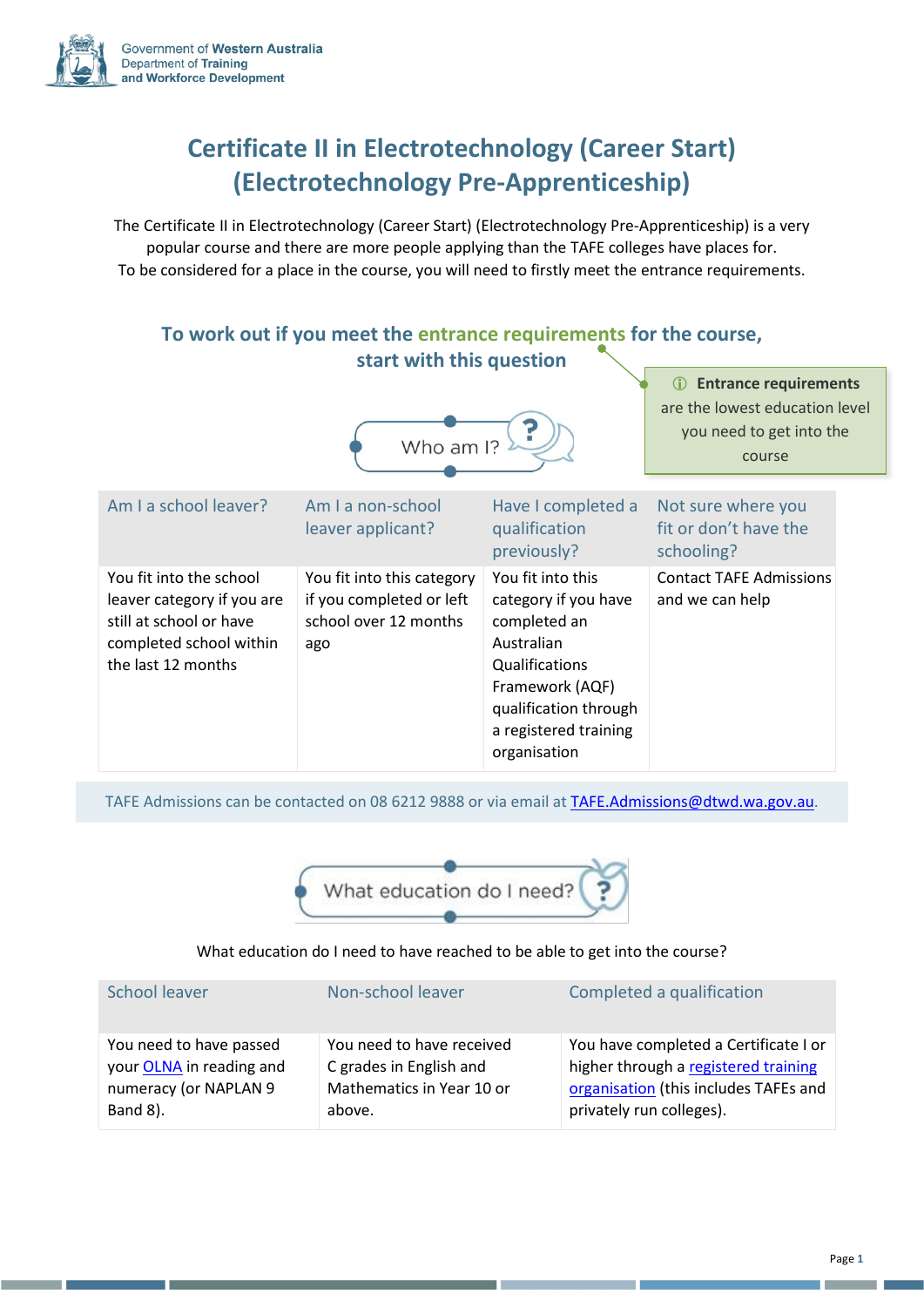Government of Western Australia
Department of Training
and Workforce Development

# Certificate II in Electrotechnology (Career Start) (Electrotechnology Pre-Apprenticeship)

The Certificate II in Electrotechnology (Career Start) (Electrotechnology Pre-Apprenticeship) is a very popular course and there are more people applying than the TAFE colleges have places for.
To be considered for a place in the course, you will need to firstly meet the entrance requirements.

## To work out if you meet the entrance requirements for the course, start with this question

**Entrance requirements** are the lowest education level you need to get into the course

### Who am I?

| Am I a school leaver? | Am I a non-school leaver applicant? | Have I completed a qualification previously? | Not sure where you fit or don't have the schooling? |
|---|---|---|---|
| You fit into the school leaver category if you are still at school or have completed school within the last 12 months | You fit into this category if you completed or left school over 12 months ago | You fit into this category if you have completed an Australian Qualifications Framework (AQF) qualification through a registered training organisation | Contact TAFE Admissions and we can help |

TAFE Admissions can be contacted on 08 6212 9888 or via email at TAFE.Admissions@dtwd.wa.gov.au.

### What education do I need?

What education do I need to have reached to be able to get into the course?

| School leaver | Non-school leaver | Completed a qualification |
|---|---|---|
| You need to have passed your OLNA in reading and numeracy (or NAPLAN 9 Band 8). | You need to have received C grades in English and Mathematics in Year 10 or above. | You have completed a Certificate I or higher through a registered training organisation (this includes TAFEs and privately run colleges). |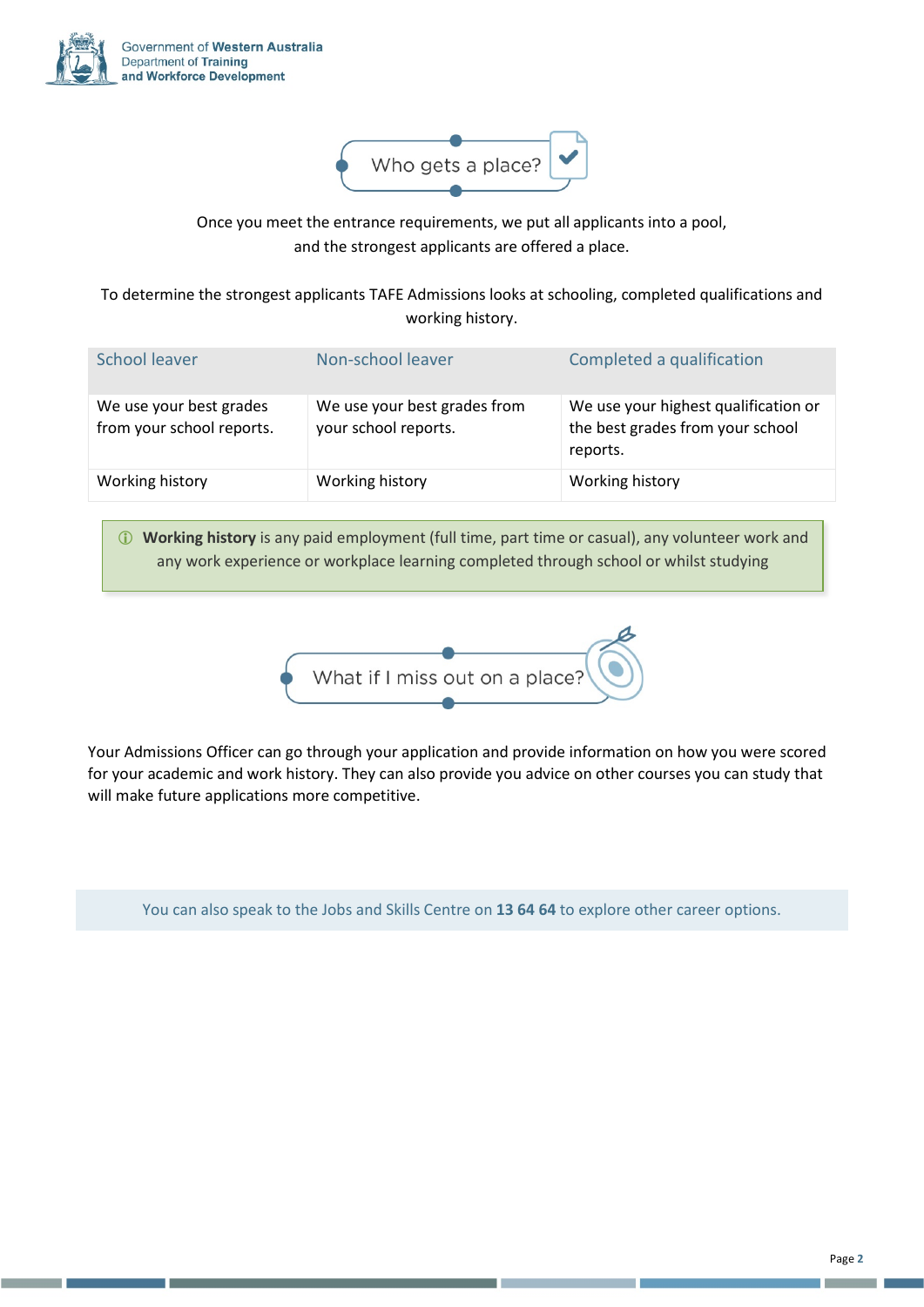## Who gets a place?

Once you meet the entrance requirements, we put all applicants into a pool, and the strongest applicants are offered a place.

To determine the strongest applicants TAFE Admissions looks at schooling, completed qualifications and working history.

| School leaver | Non-school leaver | Completed a qualification |
|---|---|---|
| We use your best grades from your school reports. | We use your best grades from your school reports. | We use your highest qualification or the best grades from your school reports. |
| Working history | Working history | Working history |

ⓘ **Working history** is any paid employment (full time, part time or casual), any volunteer work and any work experience or workplace learning completed through school or whilst studying

## What if I miss out on a place?

Your Admissions Officer can go through your application and provide information on how you were scored for your academic and work history. They can also provide you advice on other courses you can study that will make future applications more competitive.

You can also speak to the Jobs and Skills Centre on **13 64 64** to explore other career options.